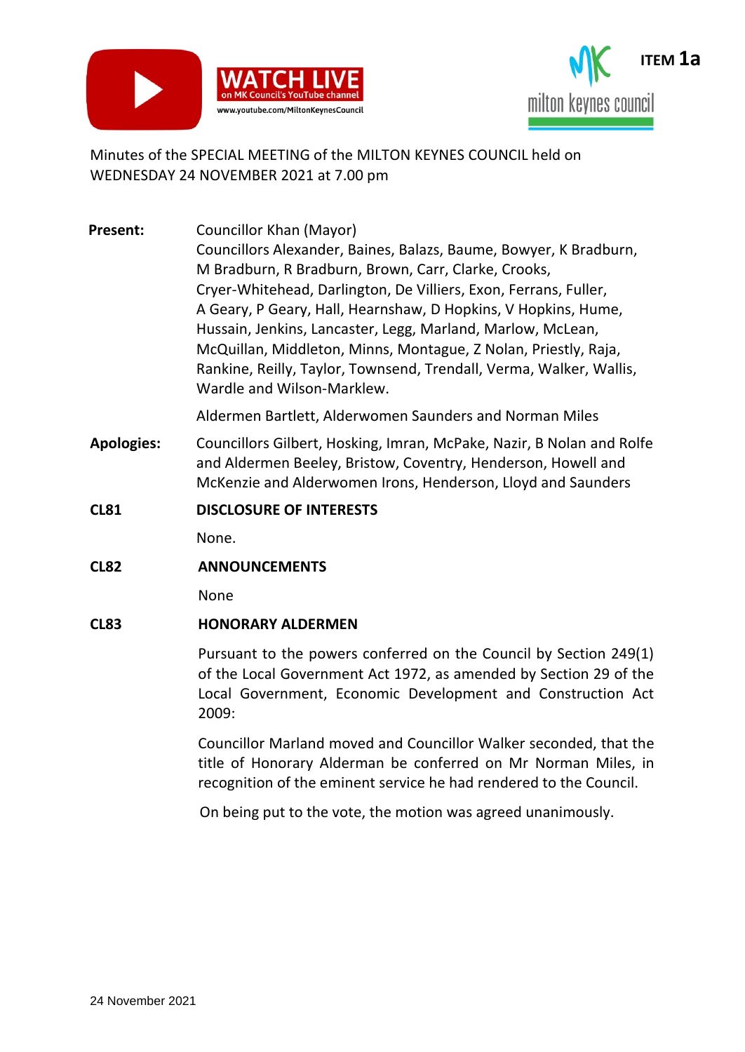**ITEM 1a**

Minutes of the SPECIAL MEETING of the MILTON KEYNES COUNCIL held on WEDNESDAY 24 NOVEMBER 2021 at 7.00 pm

**Present:** Councillor Khan (Mayor)
Councillors Alexander, Baines, Balazs, Baume, Bowyer, K Bradburn, M Bradburn, R Bradburn, Brown, Carr, Clarke, Crooks, Cryer-Whitehead, Darlington, De Villiers, Exon, Ferrans, Fuller, A Geary, P Geary, Hall, Hearnshaw, D Hopkins, V Hopkins, Hume, Hussain, Jenkins, Lancaster, Legg, Marland, Marlow, McLean, McQuillan, Middleton, Minns, Montague, Z Nolan, Priestly, Raja, Rankine, Reilly, Taylor, Townsend, Trendall, Verma, Walker, Wallis, Wardle and Wilson-Marklew.

Aldermen Bartlett, Alderwomen Saunders and Norman Miles

**Apologies:** Councillors Gilbert, Hosking, Imran, McPake, Nazir, B Nolan and Rolfe and Aldermen Beeley, Bristow, Coventry, Henderson, Howell and McKenzie and Alderwomen Irons, Henderson, Lloyd and Saunders

**CL81 DISCLOSURE OF INTERESTS**

None.

**CL82 ANNOUNCEMENTS**

None

**CL83 HONORARY ALDERMEN**

Pursuant to the powers conferred on the Council by Section 249(1) of the Local Government Act 1972, as amended by Section 29 of the Local Government, Economic Development and Construction Act 2009:

Councillor Marland moved and Councillor Walker seconded, that the title of Honorary Alderman be conferred on Mr Norman Miles, in recognition of the eminent service he had rendered to the Council.

On being put to the vote, the motion was agreed unanimously.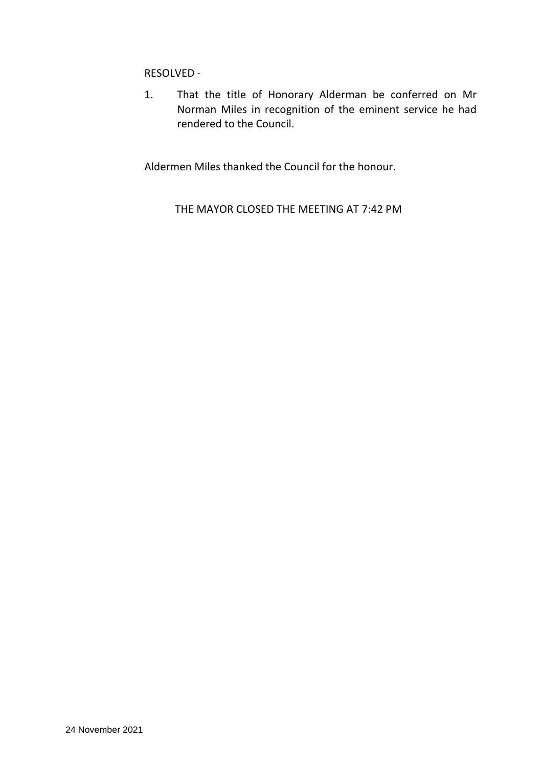RESOLVED -

1. That the title of Honorary Alderman be conferred on Mr Norman Miles in recognition of the eminent service he had rendered to the Council.

Aldermen Miles thanked the Council for the honour.

THE MAYOR CLOSED THE MEETING AT 7:42 PM

24 November 2021